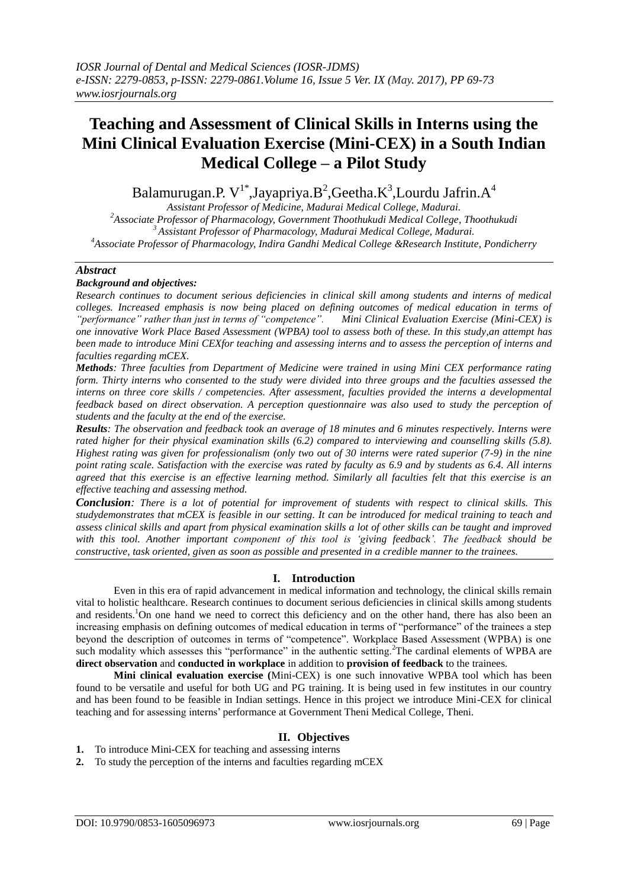# Teaching and Assessment of Clinical Skills in Interns using the Mini Clinical Evaluation Exercise (Mini-CEX) in a South Indian Medical College – a Pilot Study

Balamurugan.P. V[1*], Jayapriya.B[2], Geetha.K[3], Lourdu Jafrin.A[4]

*Assistant Professor of Medicine, Madurai Medical College, Madurai.*
[2]*Associate Professor of Pharmacology, Government Thoothukudi Medical College, Thoothukudi*
[3]*Assistant Professor of Pharmacology, Madurai Medical College, Madurai.*
[4]*Associate Professor of Pharmacology, Indira Gandhi Medical College &Research Institute, Pondicherry*

## *Abstract*

***Background and objectives:***

*Research continues to document serious deficiencies in clinical skill among students and interns of medical colleges. Increased emphasis is now being placed on defining outcomes of medical education in terms of "performance" rather than just in terms of "competence". Mini Clinical Evaluation Exercise (Mini-CEX) is one innovative Work Place Based Assessment (WPBA) tool to assess both of these. In this study,an attempt has been made to introduce Mini CEXfor teaching and assessing interns and to assess the perception of interns and faculties regarding mCEX.*

***Methods****: Three faculties from Department of Medicine were trained in using Mini CEX performance rating form. Thirty interns who consented to the study were divided into three groups and the faculties assessed the interns on three core skills / competencies. After assessment, faculties provided the interns a developmental feedback based on direct observation. A perception questionnaire was also used to study the perception of students and the faculty at the end of the exercise.*

***Results****: The observation and feedback took an average of 18 minutes and 6 minutes respectively. Interns were rated higher for their physical examination skills (6.2) compared to interviewing and counselling skills (5.8). Highest rating was given for professionalism (only two out of 30 interns were rated superior (7-9) in the nine point rating scale. Satisfaction with the exercise was rated by faculty as 6.9 and by students as 6.4. All interns agreed that this exercise is an effective learning method. Similarly all faculties felt that this exercise is an effective teaching and assessing method.*

***Conclusion****: There is a lot of potential for improvement of students with respect to clinical skills. This studydemonstrates that mCEX is feasible in our setting. It can be introduced for medical training to teach and assess clinical skills and apart from physical examination skills a lot of other skills can be taught and improved with this tool. Another important component of this tool is 'giving feedback'. The feedback should be constructive, task oriented, given as soon as possible and presented in a credible manner to the trainees.*

## I. Introduction

Even in this era of rapid advancement in medical information and technology, the clinical skills remain vital to holistic healthcare. Research continues to document serious deficiencies in clinical skills among students and residents.[1]On one hand we need to correct this deficiency and on the other hand, there has also been an increasing emphasis on defining outcomes of medical education in terms of "performance" of the trainees a step beyond the description of outcomes in terms of "competence". Workplace Based Assessment (WPBA) is one such modality which assesses this "performance" in the authentic setting.[2]The cardinal elements of WPBA are **direct observation** and **conducted in workplace** in addition to **provision of feedback** to the trainees.

**Mini clinical evaluation exercise (**Mini-CEX) is one such innovative WPBA tool which has been found to be versatile and useful for both UG and PG training. It is being used in few institutes in our country and has been found to be feasible in Indian settings. Hence in this project we introduce Mini-CEX for clinical teaching and for assessing interns' performance at Government Theni Medical College, Theni.

## II. Objectives

1. To introduce Mini-CEX for teaching and assessing interns
2. To study the perception of the interns and faculties regarding mCEX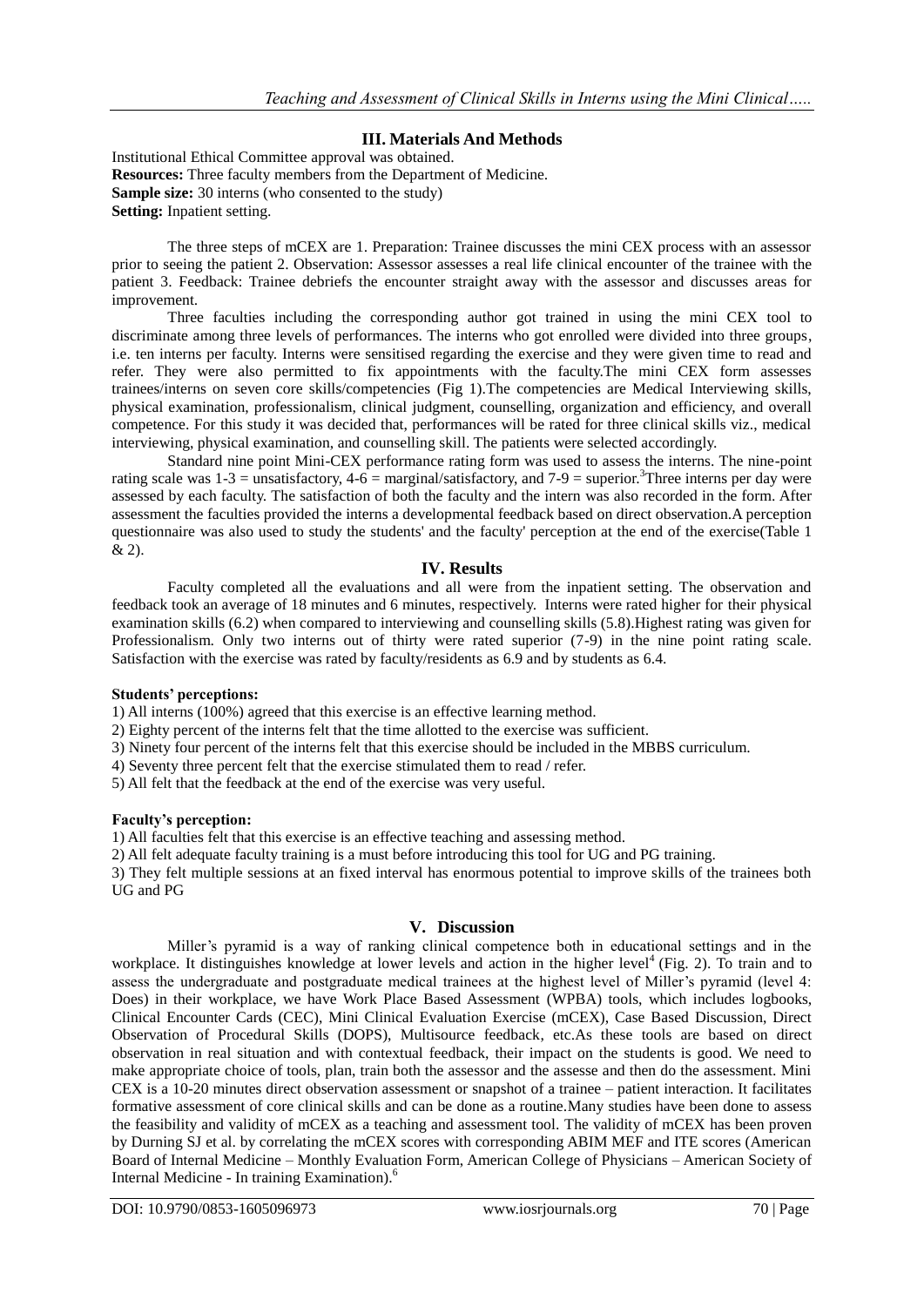## III. Materials And Methods

Institutional Ethical Committee approval was obtained.
**Resources:** Three faculty members from the Department of Medicine.
**Sample size:** 30 interns (who consented to the study)
**Setting:** Inpatient setting.

The three steps of mCEX are 1. Preparation: Trainee discusses the mini CEX process with an assessor prior to seeing the patient 2. Observation: Assessor assesses a real life clinical encounter of the trainee with the patient 3. Feedback: Trainee debriefs the encounter straight away with the assessor and discusses areas for improvement.

Three faculties including the corresponding author got trained in using the mini CEX tool to discriminate among three levels of performances. The interns who got enrolled were divided into three groups, i.e. ten interns per faculty. Interns were sensitised regarding the exercise and they were given time to read and refer. They were also permitted to fix appointments with the faculty.The mini CEX form assesses trainees/interns on seven core skills/competencies (Fig 1).The competencies are Medical Interviewing skills, physical examination, professionalism, clinical judgment, counselling, organization and efficiency, and overall competence. For this study it was decided that, performances will be rated for three clinical skills viz., medical interviewing, physical examination, and counselling skill. The patients were selected accordingly.

Standard nine point Mini-CEX performance rating form was used to assess the interns. The nine-point rating scale was 1-3 = unsatisfactory, 4-6 = marginal/satisfactory, and 7-9 = superior.[3]Three interns per day were assessed by each faculty. The satisfaction of both the faculty and the intern was also recorded in the form. After assessment the faculties provided the interns a developmental feedback based on direct observation.A perception questionnaire was also used to study the students' and the faculty' perception at the end of the exercise(Table 1 & 2).

## IV. Results

Faculty completed all the evaluations and all were from the inpatient setting. The observation and feedback took an average of 18 minutes and 6 minutes, respectively. Interns were rated higher for their physical examination skills (6.2) when compared to interviewing and counselling skills (5.8).Highest rating was given for Professionalism. Only two interns out of thirty were rated superior (7-9) in the nine point rating scale. Satisfaction with the exercise was rated by faculty/residents as 6.9 and by students as 6.4.

**Students' perceptions:**

1) All interns (100%) agreed that this exercise is an effective learning method.
2) Eighty percent of the interns felt that the time allotted to the exercise was sufficient.
3) Ninety four percent of the interns felt that this exercise should be included in the MBBS curriculum.
4) Seventy three percent felt that the exercise stimulated them to read / refer.
5) All felt that the feedback at the end of the exercise was very useful.

**Faculty's perception:**

1) All faculties felt that this exercise is an effective teaching and assessing method.
2) All felt adequate faculty training is a must before introducing this tool for UG and PG training.
3) They felt multiple sessions at an fixed interval has enormous potential to improve skills of the trainees both UG and PG

## V. Discussion

Miller's pyramid is a way of ranking clinical competence both in educational settings and in the workplace. It distinguishes knowledge at lower levels and action in the higher level[4] (Fig. 2). To train and to assess the undergraduate and postgraduate medical trainees at the highest level of Miller's pyramid (level 4: Does) in their workplace, we have Work Place Based Assessment (WPBA) tools, which includes logbooks, Clinical Encounter Cards (CEC), Mini Clinical Evaluation Exercise (mCEX), Case Based Discussion, Direct Observation of Procedural Skills (DOPS), Multisource feedback, etc.As these tools are based on direct observation in real situation and with contextual feedback, their impact on the students is good. We need to make appropriate choice of tools, plan, train both the assessor and the assesse and then do the assessment. Mini CEX is a 10-20 minutes direct observation assessment or snapshot of a trainee – patient interaction. It facilitates formative assessment of core clinical skills and can be done as a routine.Many studies have been done to assess the feasibility and validity of mCEX as a teaching and assessment tool. The validity of mCEX has been proven by Durning SJ et al. by correlating the mCEX scores with corresponding ABIM MEF and ITE scores (American Board of Internal Medicine – Monthly Evaluation Form, American College of Physicians – American Society of Internal Medicine - In training Examination).[6]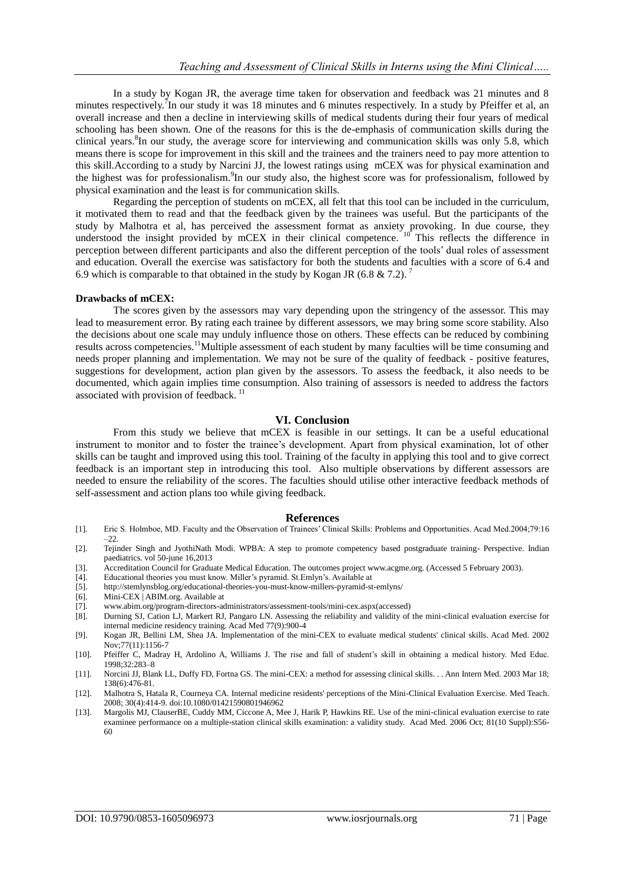In a study by Kogan JR, the average time taken for observation and feedback was 21 minutes and 8 minutes respectively.[7] In our study it was 18 minutes and 6 minutes respectively. In a study by Pfeiffer et al, an overall increase and then a decline in interviewing skills of medical students during their four years of medical schooling has been shown. One of the reasons for this is the de-emphasis of communication skills during the clinical years.[8] In our study, the average score for interviewing and communication skills was only 5.8, which means there is scope for improvement in this skill and the trainees and the trainers need to pay more attention to this skill.According to a study by Narcini JJ, the lowest ratings using mCEX was for physical examination and the highest was for professionalism.[9] In our study also, the highest score was for professionalism, followed by physical examination and the least is for communication skills.

Regarding the perception of students on mCEX, all felt that this tool can be included in the curriculum, it motivated them to read and that the feedback given by the trainees was useful. But the participants of the study by Malhotra et al, has perceived the assessment format as anxiety provoking. In due course, they understood the insight provided by mCEX in their clinical competence. [10] This reflects the difference in perception between different participants and also the different perception of the tools' dual roles of assessment and education. Overall the exercise was satisfactory for both the students and faculties with a score of 6.4 and 6.9 which is comparable to that obtained in the study by Kogan JR (6.8 & 7.2). [7]

**Drawbacks of mCEX:**

The scores given by the assessors may vary depending upon the stringency of the assessor. This may lead to measurement error. By rating each trainee by different assessors, we may bring some score stability. Also the decisions about one scale may unduly influence those on others. These effects can be reduced by combining results across competencies.[11] Multiple assessment of each student by many faculties will be time consuming and needs proper planning and implementation. We may not be sure of the quality of feedback - positive features, suggestions for development, action plan given by the assessors. To assess the feedback, it also needs to be documented, which again implies time consumption. Also training of assessors is needed to address the factors associated with provision of feedback. [11]

## VI. Conclusion

From this study we believe that mCEX is feasible in our settings. It can be a useful educational instrument to monitor and to foster the trainee's development. Apart from physical examination, lot of other skills can be taught and improved using this tool. Training of the faculty in applying this tool and to give correct feedback is an important step in introducing this tool. Also multiple observations by different assessors are needed to ensure the reliability of the scores. The faculties should utilise other interactive feedback methods of self-assessment and action plans too while giving feedback.

## References

[1]. Eric S. Holmboe, MD. Faculty and the Observation of Trainees' Clinical Skills: Problems and Opportunities. Acad Med.2004;79:16–22.

[2]. Tejinder Singh and JyothiNath Modi. WPBA: A step to promote competency based postgraduate training- Perspective. Indian paediatrics. vol 50-june 16,2013

[3]. Accreditation Council for Graduate Medical Education. The outcomes project www.acgme.org. (Accessed 5 February 2003).

[4]. Educational theories you must know. Miller's pyramid. St.Emlyn's. Available at

[5]. http://stemlynsblog.org/educational-theories-you-must-know-millers-pyramid-st-emlyns/

[6]. Mini-CEX | ABIM.org. Available at

[7]. www.abim.org/program-directors-administrators/assessment-tools/mini-cex.aspx(accessed)

[8]. Durning SJ, Cation LJ, Markert RJ, Pangaro LN. Assessing the reliability and validity of the mini-clinical evaluation exercise for internal medicine residency training. Acad Med 77(9):900-4

[9]. Kogan JR, Bellini LM, Shea JA. Implementation of the mini-CEX to evaluate medical students' clinical skills. Acad Med. 2002 Nov;77(11):1156-7

[10]. Pfeiffer C, Madray H, Ardolino A, Williams J. The rise and fall of student's skill in obtaining a medical history. Med Educ. 1998;32:283–8

[11]. Norcini JJ, Blank LL, Duffy FD, Fortna GS. The mini-CEX: a method for assessing clinical skills. . . Ann Intern Med. 2003 Mar 18; 138(6):476-81.

[12]. Malhotra S, Hatala R, Courneya CA. Internal medicine residents' perceptions of the Mini-Clinical Evaluation Exercise. Med Teach. 2008; 30(4):414-9. doi:10.1080/01421590801946962

[13]. Margolis MJ, ClauserBE, Cuddy MM, Ciccone A, Mee J, Harik P, Hawkins RE. Use of the mini-clinical evaluation exercise to rate examinee performance on a multiple-station clinical skills examination: a validity study. Acad Med. 2006 Oct; 81(10 Suppl):S56-60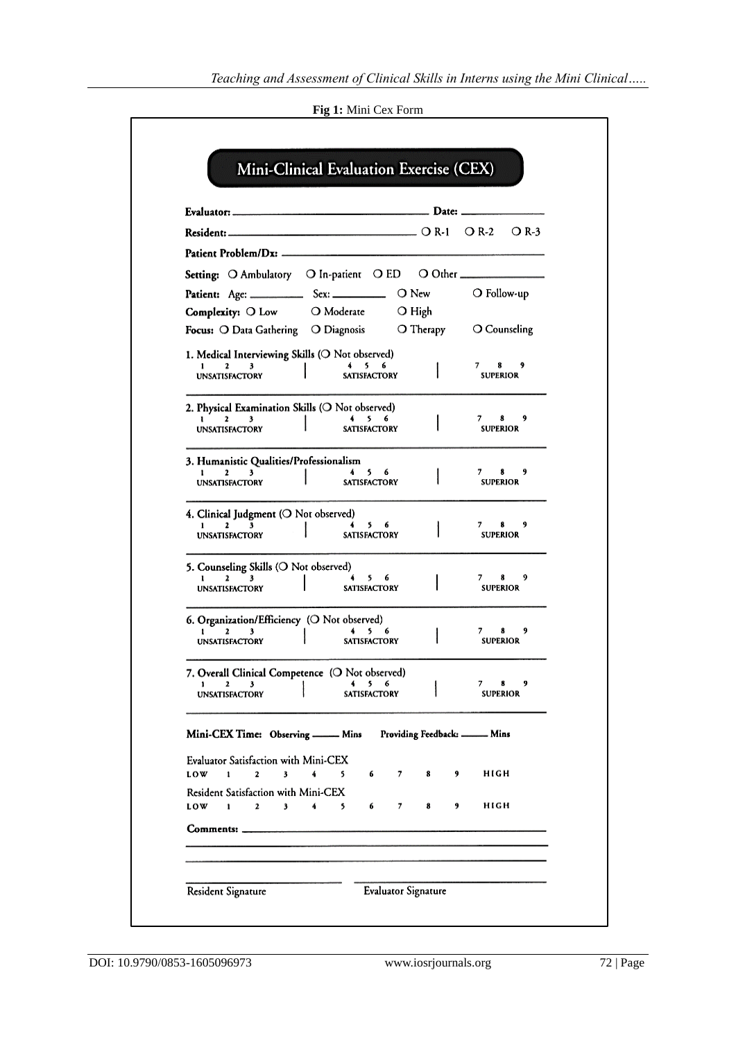**Fig 1:** Mini Cex Form

## Mini-Clinical Evaluation Exercise (CEX)

**Evaluator:** ______________________ **Date:** ____________

**Resident:** ______________________ ❍ R-1 ❍ R-2 ❍ R-3

**Patient Problem/Dx:** ______________________

**Setting:** ❍ Ambulatory ❍ In-patient ❍ ED ❍ Other ____________

**Patient:** Age: ______ Sex: ______ ❍ New ❍ Follow-up

**Complexity:** ❍ Low ❍ Moderate ❍ High

**Focus:** ❍ Data Gathering ❍ Diagnosis ❍ Therapy ❍ Counseling

**1. Medical Interviewing Skills** (❍ Not observed)

| 1 2 3 | 4 5 6 | 7 8 9 |
|---|---|---|
| UNSATISFACTORY | SATISFACTORY | SUPERIOR |

**2. Physical Examination Skills** (❍ Not observed)

| 1 2 3 | 4 5 6 | 7 8 9 |
|---|---|---|
| UNSATISFACTORY | SATISFACTORY | SUPERIOR |

**3. Humanistic Qualities/Professionalism**

| 1 2 3 | 4 5 6 | 7 8 9 |
|---|---|---|
| UNSATISFACTORY | SATISFACTORY | SUPERIOR |

**4. Clinical Judgment** (❍ Not observed)

| 1 2 3 | 4 5 6 | 7 8 9 |
|---|---|---|
| UNSATISFACTORY | SATISFACTORY | SUPERIOR |

**5. Counseling Skills** (❍ Not observed)

| 1 2 3 | 4 5 6 | 7 8 9 |
|---|---|---|
| UNSATISFACTORY | SATISFACTORY | SUPERIOR |

**6. Organization/Efficiency** (❍ Not observed)

| 1 2 3 | 4 5 6 | 7 8 9 |
|---|---|---|
| UNSATISFACTORY | SATISFACTORY | SUPERIOR |

**7. Overall Clinical Competence** (❍ Not observed)

| 1 2 3 | 4 5 6 | 7 8 9 |
|---|---|---|
| UNSATISFACTORY | SATISFACTORY | SUPERIOR |

**Mini-CEX Time: Observing** ______ **Mins** **Providing Feedback:** ______ **Mins**

Evaluator Satisfaction with Mini-CEX

LOW 1 2 3 4 5 6 7 8 9 HIGH

Resident Satisfaction with Mini-CEX

LOW 1 2 3 4 5 6 7 8 9 HIGH

**Comments:** ______________________

______________________

______________________

Resident Signature ______________________ Evaluator Signature ______________________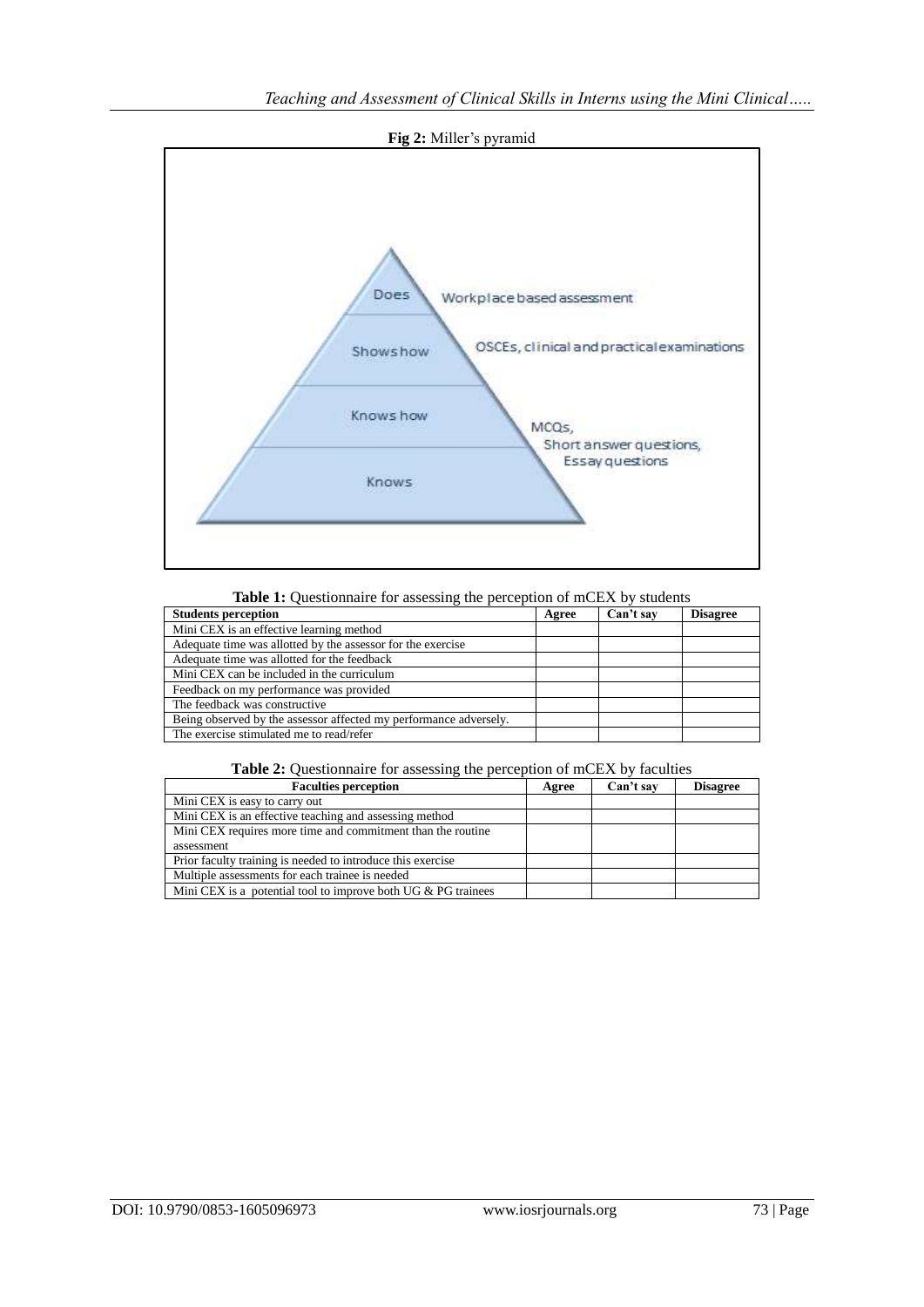**Fig 2:** Miller's pyramid

Does
Workplace based assessment
Shows how
OSCEs, clinical and practical examinations
Knows how
MCQs,
Short answer questions,
Essay questions
Knows

**Table 1:** Questionnaire for assessing the perception of mCEX by students

| Students perception | Agree | Can't say | Disagree |
|---|---|---|---|
| Mini CEX is an effective learning method | | | |
| Adequate time was allotted by the assessor for the exercise | | | |
| Adequate time was allotted for the feedback | | | |
| Mini CEX can be included in the curriculum | | | |
| Feedback on my performance was provided | | | |
| The feedback was constructive | | | |
| Being observed by the assessor affected my performance adversely. | | | |
| The exercise stimulated me to read/refer | | | |

**Table 2:** Questionnaire for assessing the perception of mCEX by faculties

| Faculties perception | Agree | Can't say | Disagree |
|---|---|---|---|
| Mini CEX is easy to carry out | | | |
| Mini CEX is an effective teaching and assessing method | | | |
| Mini CEX requires more time and commitment than the routine assessment | | | |
| Prior faculty training is needed to introduce this exercise | | | |
| Multiple assessments for each trainee is needed | | | |
| Mini CEX is a potential tool to improve both UG & PG trainees | | | |